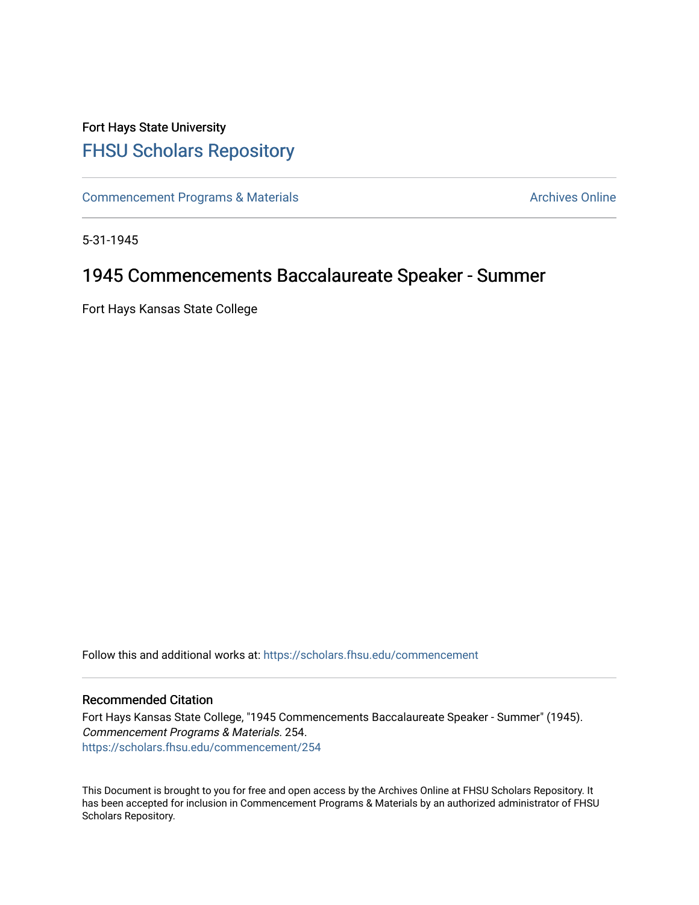Fort Hays State University

# FHSU Scholars Repository

Commencement Programs & Materials

Archives Online

5-31-1945

## 1945 Commencements Baccalaureate Speaker - Summer

Fort Hays Kansas State College

Follow this and additional works at: https://scholars.fhsu.edu/commencement

### Recommended Citation

Fort Hays Kansas State College, "1945 Commencements Baccalaureate Speaker - Summer" (1945). *Commencement Programs & Materials*. 254.
https://scholars.fhsu.edu/commencement/254

This Document is brought to you for free and open access by the Archives Online at FHSU Scholars Repository. It has been accepted for inclusion in Commencement Programs & Materials by an authorized administrator of FHSU Scholars Repository.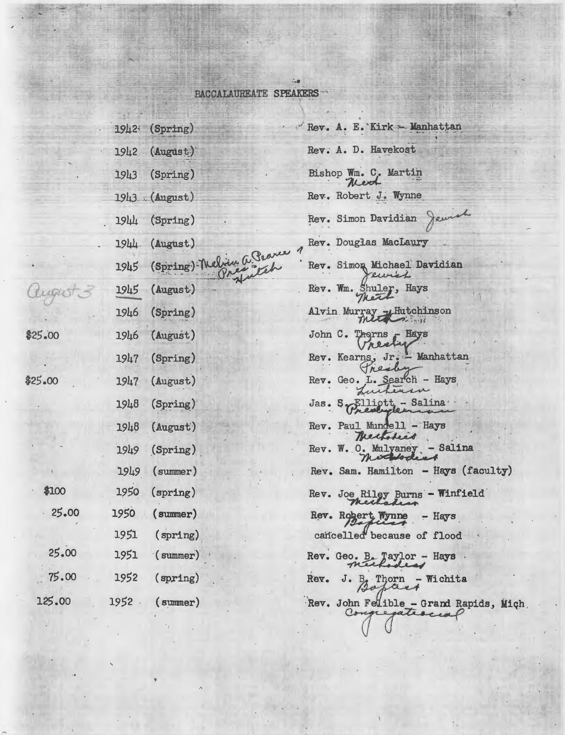# BACCALAUREATE SPEAKERS

| | | | |
|---|---|---|---|
| | 1942 | (Spring) | Rev. A. E. Kirk - Manhattan |
| | 1942 | (August) | Rev. A. D. Havekost |
| | 1943 | (Spring) | Bishop Wm. C. Martin *Meth* |
| | 1943 | (August) | Rev. Robert J. Wynne |
| | 1944 | (Spring) | Rev. Simon Davidian *Jewish* |
| | 1944 | (August) | Rev. Douglas MacLaury |
| | 1945 | (Spring) *Melvin A. Pearce ? Pres. Hutch* | Rev. Simon Michael Davidian *Jewish* |
| *August 3* | 1945 | (August) | Rev. Wm. Shuler, Hays *Meth* |
| | 1946 | (Spring) | Alvin Murray - Hutchinson *Meth* |
| $25.00 | 1946 | (August) | John C. Thorns - Hays *Presby* |
| | 1947 | (Spring) | Rev. Kearns, Jr. - Manhattan *Presby* |
| $25.00 | 1947 | (August) | Rev. Geo. L. Search - Hays *Lutheran* |
| | 1948 | (Spring) | Jas. S. Elliott - Salina *Presbyterian* |
| | 1948 | (August) | Rev. Paul Mundell - Hays *Methodist* |
| | 1949 | (Spring) | Rev. W. O. Mulvaney - Salina *Methodist* |
| | 1949 | (summer) | Rev. Sam. Hamilton - Hays (faculty) |
| $100 | 1950 | (spring) | Rev. Joe Riley Burns - Winfield *Methodist* |
| 25.00 | 1950 | (summer) | Rev. Robert Wynne - Hays *Baptist* |
| | 1951 | (spring) | cancelled because of flood |
| 25.00 | 1951 | (summer) | Rev. Geo. B. Taylor - Hays *Methodist* |
| 75.00 | 1952 | (spring) | Rev. J. B. Thorn - Wichita *Baptist* |
| 125.00 | 1952 | (summer) | Rev. John Felible - Grand Rapids, Mich. *Congregational* |